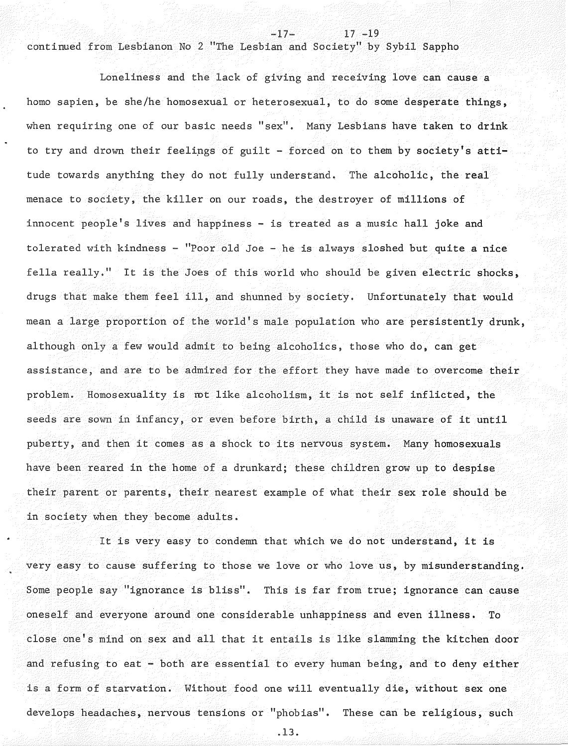continued from Lesbianon No 2 "The Lesbian and Society" by Sybil Sappho

Loneliness and the lack of giving and receiving love can cause a homo sapien, be she/he homosexual or heterosexual, to do some desperate things, when requiring one of our basic needs "sex". Many Lesbians have taken to drink to try and drown their feelings of guilt - forced on to them by society's attitude towards anything they do not fully understand. The alcoholic, the real menace to society, the killer on our roads, the destroyer of millions of innocent people's lives and happiness - is treated as a music hall joke and tolerated with kindness - "Poor old Joe - he is always sloshed but quite a nice fella really." It is the Joes of this world who should be given electric shocks, drugs that make them feel ill, and shunned by society. Unfortunately that would mean a large proportion of the world's male population who are persistently drunk, although only a few would admit to being alcoholics, those who do, can get assistance, and are to be admired for the effort they have made to overcome their problem. Homosexuality is not like alcoholism, it is not self inflicted, the seeds are sown in infancy, or even before birth, a child is unaware of it until puberty, and then it comes as a shock to its nervous system. Many homosexuals have been reared in the home of a drunkard; these children grow up to despise their parent or parents, their nearest example of what their sex role should be in society when they become adults.

It is very easy to condemn that which we do not understand, it is very easy to cause suffering to those we love or who love us, by misunderstanding. Some people say "ignorance is bliss". This is far from true; ignorance can cause oneself and everyone around one considerable unhappiness and even illness. To close one's mind on sex and all that it entails is like slamming the kitchen door and refusing to eat - both are essential to every human being, and to deny either is a form of starvation. Without food one will eventually die, without sex one develops headaches, nervous tensions or "phobias". These can be religious, such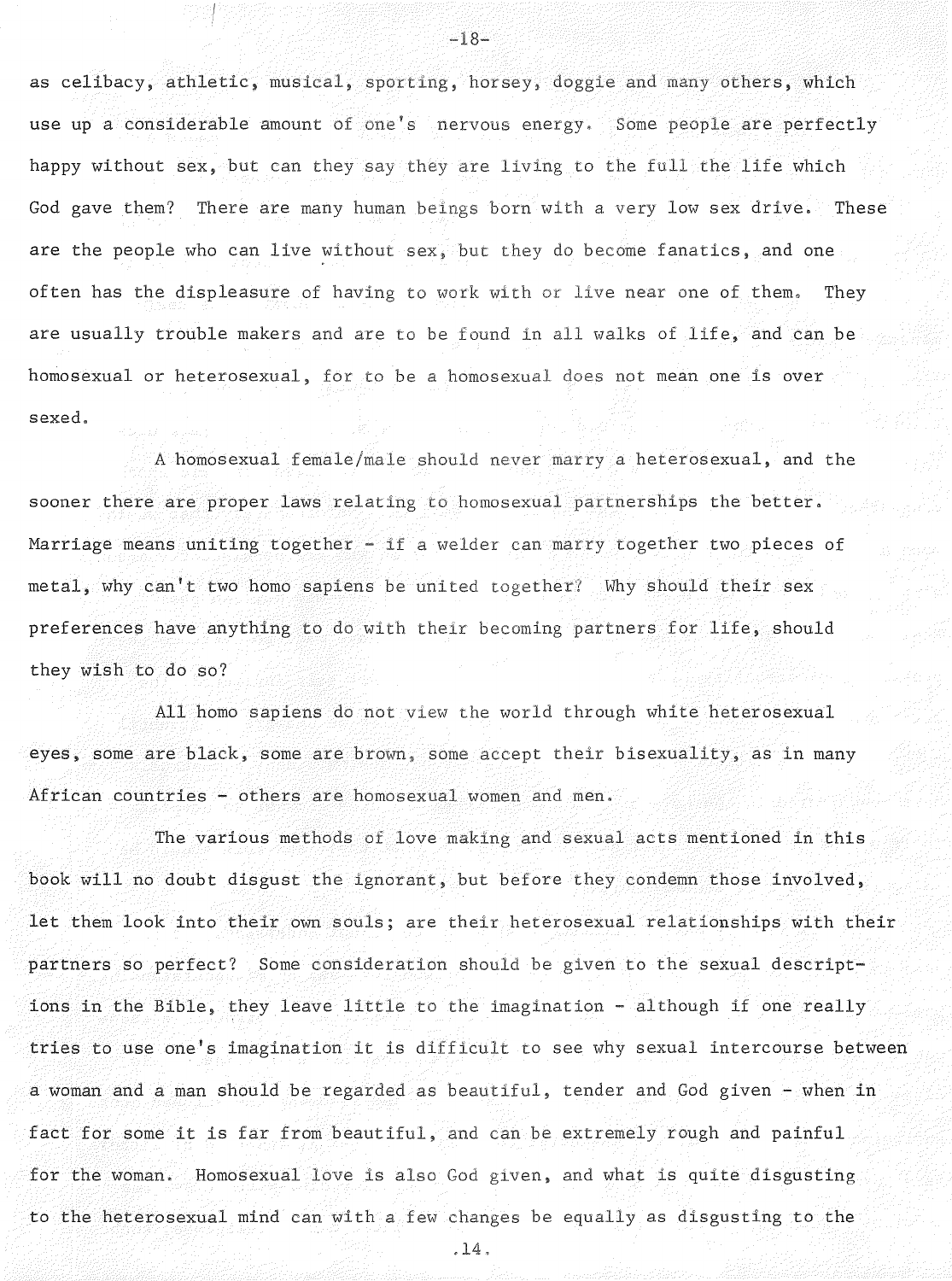as celibacy, athletic, musical, sporting, horsey, doggie and many others, which use up a considerable amount of one's nervous energy. Some people are perfectly happy without sex, but can they say they are living to the full the life which God gave them? There are many human beings born with a very low sex drive. These are the people who can live without sex, but they do become fanatics, and one often has the displeasure of having to work with or live near one of them. They are usually trouble makers and are to be found in all walks of life, and can be homosexual or heterosexual, for to be a homosexual does not mean one is over sexed.

A homosexual female/male should never marry a heterosexual, and the sooner there are proper laws relating to homosexual partnerships the better. Marriage means uniting together - if a welder can marry together two pieces of metal, why can't two homo sapiens be united together? Why should their sex preferences have anything to do with their becoming partners for life, should they wish to do so?

All homo sapiens do not view the world through white heterosexual eyes, some are black, some are brown, some accept their bisexuality, as in many African countries - others are homosexual women and men.

The various methods of love making and sexual acts mentioned in this book will no doubt disgust the ignorant, but before they condemn those involved, let them look into their own souls; are their heterosexual relationships with their partners so perfect? Some consideration should be given to the sexual descriptions in the Bible, they leave little to the imagination - although if one really tries to use one's imagination it is difficult to see why sexual intercourse between a woman and a man should be regarded as beautiful, tender and God given - when in fact for some it is far from beautiful, and can be extremely rough and painful for the woman. Homosexual love is also God given, and what is quite disgusting to the heterosexual mind can with a few changes be equally as disgusting to the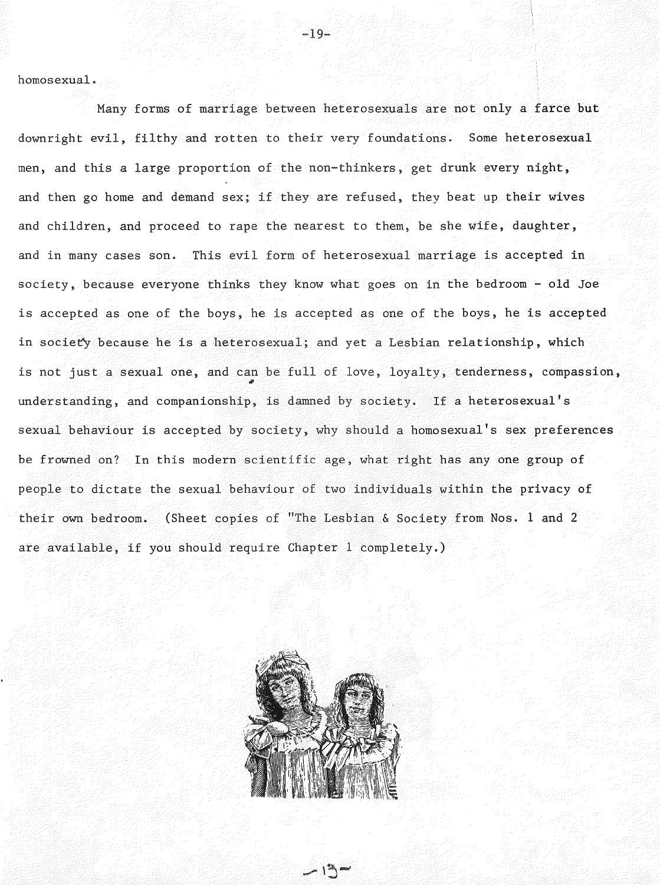homosexual.

Many forms of marriage between heterosexuals are not only a farce but downright evil, filthy and rotten to their very foundations. Some heterosexual men, and this a large proportion of the non-thinkers, get drunk every night, and then go home and demand sex; if they are refused, they beat up their wives and children, and proceed to rape the nearest to them, be she wife, daughter, and in many cases son. This evil form of heterosexual marriage is accepted in society, because everyone thinks they know what goes on in the bedroom - old Joe is accepted as one of the boys, he is accepted as one of the boys, he is accepted in society because he is a heterosexual; and yet a Lesbian relationship, which is not just a sexual one, and can be full of love, loyalty, tenderness, compassion, understanding, and companionship, is damned by society. If a heterosexual's sexual behaviour is accepted by society, why should a homosexual's sex preferences be frowned on? In this modern scientific age, what right has any one group of people to dictate the sexual behaviour of two individuals within the privacy of their own bedroom. (Sheet copies of "The Lesbian & Society from Nos. 1 and 2 are available, if you should require Chapter 1 completely.)